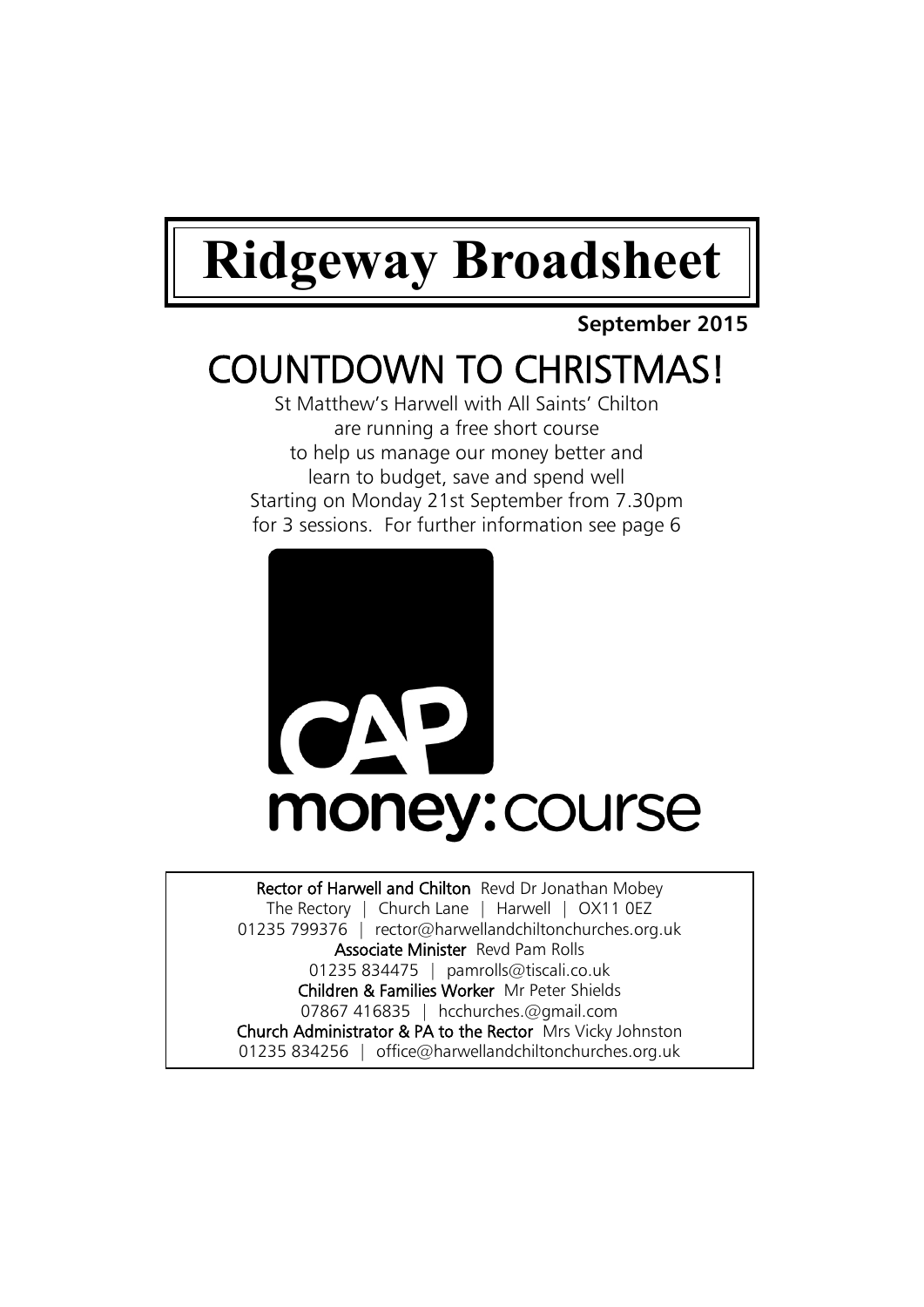# Ridgeway Broadsheet

**September 2015**

## COUNTDOWN TO CHRISTMAS!

St Matthew's Harwell with All Saints' Chilton
are running a free short course
to help us manage our money better and
learn to budget, save and spend well
Starting on Monday 21st September from 7.30pm
for 3 sessions. For further information see page 6

CAP money:course

**Rector of Harwell and Chilton** Revd Dr Jonathan Mobey
The Rectory | Church Lane | Harwell | OX11 0EZ
01235 799376 | rector@harwellandchiltonchurches.org.uk
**Associate Minister** Revd Pam Rolls
01235 834475 | pamrolls@tiscali.co.uk
**Children & Families Worker** Mr Peter Shields
07867 416835 | hcchurches.@gmail.com
**Church Administrator & PA to the Rector** Mrs Vicky Johnston
01235 834256 | office@harwellandchiltonchurches.org.uk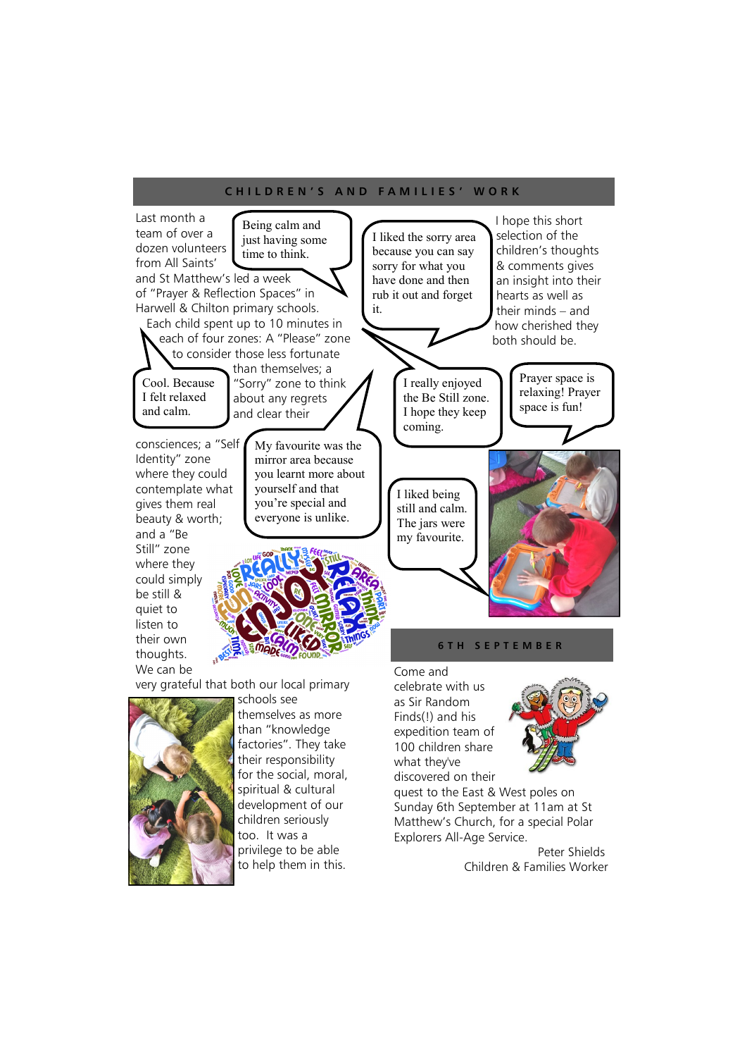## CHILDREN'S AND FAMILIES' WORK

Last month a team of over a dozen volunteers from All Saints' and St Matthew's led a week of "Prayer & Reflection Spaces" in Harwell & Chilton primary schools. Each child spent up to 10 minutes in each of four zones: A "Please" zone to consider those less fortunate than themselves; a "Sorry" zone to think about any regrets and clear their consciences; a "Self Identity" zone where they could contemplate what gives them real beauty & worth; and a "Be Still" zone where they could simply be still & quiet to listen to their own thoughts. We can be very grateful that both our local primary schools see themselves as more than "knowledge factories". They take their responsibility for the social, moral, spiritual & cultural development of our children seriously too. It was a privilege to be able to help them in this.

> Being calm and just having some time to think.

> I liked the sorry area because you can say sorry for what you have done and then rub it out and forget it.

> Cool. Because I felt relaxed and calm.

> I really enjoyed the Be Still zone. I hope they keep coming.

> Prayer space is relaxing! Prayer space is fun!

> My favourite was the mirror area because you learnt more about yourself and that you're special and everyone is unlike.

> I liked being still and calm. The jars were my favourite.

I hope this short selection of the children's thoughts & comments gives an insight into their hearts as well as their minds – and how cherished they both should be.

## 6TH SEPTEMBER

Come and celebrate with us as Sir Random Finds(!) and his expedition team of 100 children share what they've discovered on their quest to the East & West poles on Sunday 6th September at 11am at St Matthew's Church, for a special Polar Explorers All-Age Service.

Peter Shields
Children & Families Worker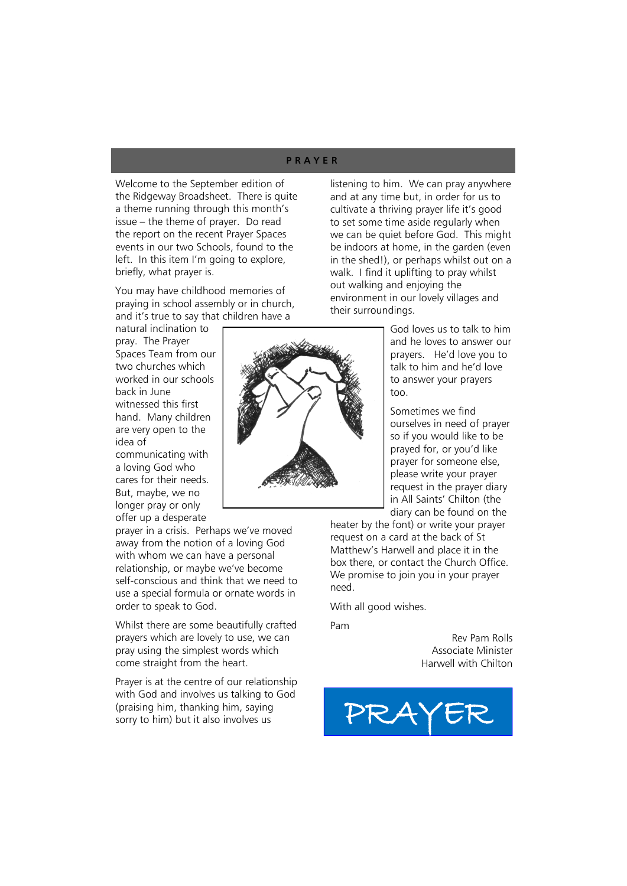# PRAYER

Welcome to the September edition of the Ridgeway Broadsheet. There is quite a theme running through this month's issue – the theme of prayer. Do read the report on the recent Prayer Spaces events in our two Schools, found to the left. In this item I'm going to explore, briefly, what prayer is.

You may have childhood memories of praying in school assembly or in church, and it's true to say that children have a natural inclination to pray. The Prayer Spaces Team from our two churches which worked in our schools back in June witnessed this first hand. Many children are very open to the idea of communicating with a loving God who cares for their needs. But, maybe, we no longer pray or only offer up a desperate prayer in a crisis. Perhaps we've moved away from the notion of a loving God with whom we can have a personal relationship, or maybe we've become self-conscious and think that we need to use a special formula or ornate words in order to speak to God.

Whilst there are some beautifully crafted prayers which are lovely to use, we can pray using the simplest words which come straight from the heart.

Prayer is at the centre of our relationship with God and involves us talking to God (praising him, thanking him, saying sorry to him) but it also involves us listening to him. We can pray anywhere and at any time but, in order for us to cultivate a thriving prayer life it's good to set some time aside regularly when we can be quiet before God. This might be indoors at home, in the garden (even in the shed!), or perhaps whilst out on a walk. I find it uplifting to pray whilst out walking and enjoying the environment in our lovely villages and their surroundings.

God loves us to talk to him and he loves to answer our prayers. He'd love you to talk to him and he'd love to answer your prayers too.

Sometimes we find ourselves in need of prayer so if you would like to be prayed for, or you'd like prayer for someone else, please write your prayer request in the prayer diary in All Saints' Chilton (the diary can be found on the heater by the font) or write your prayer request on a card at the back of St Matthew's Harwell and place it in the box there, or contact the Church Office. We promise to join you in your prayer need.

With all good wishes.

Pam

Rev Pam Rolls
Associate Minister
Harwell with Chilton

PRAYER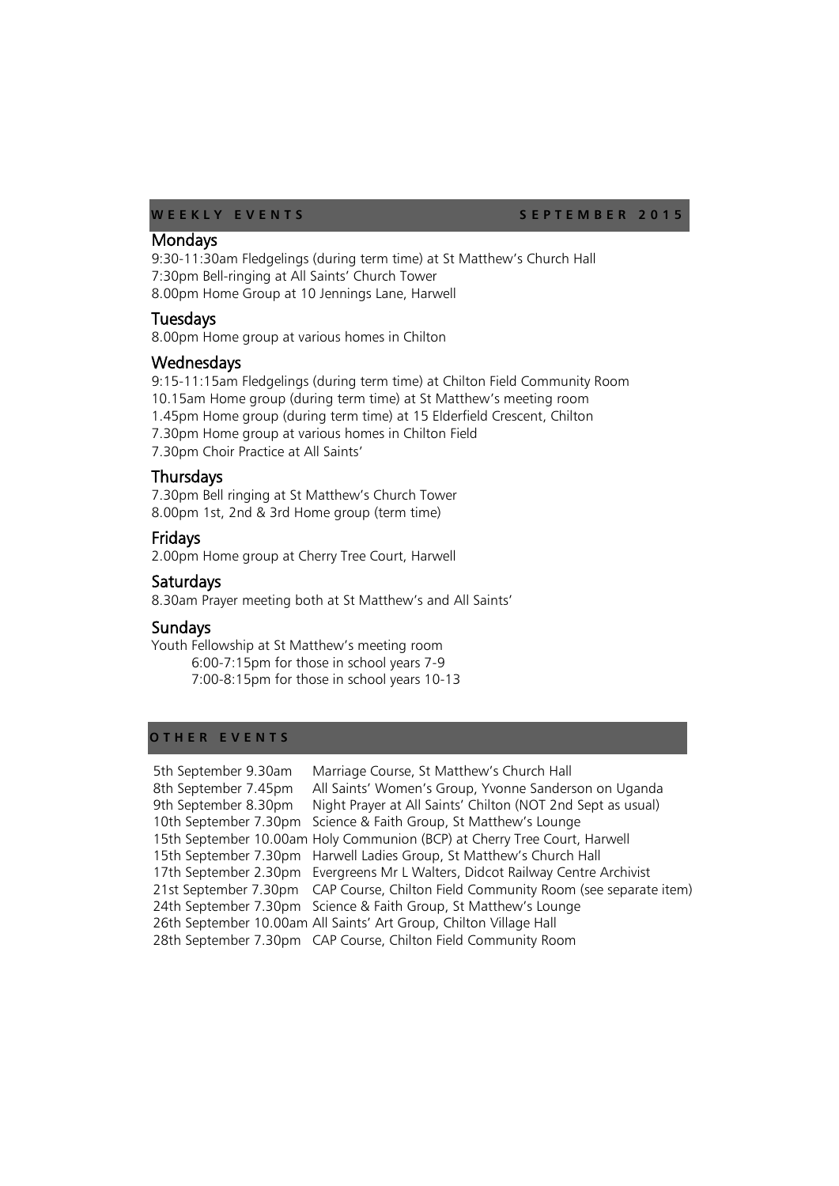## WEEKLY EVENTS — SEPTEMBER 2015

### Mondays

9:30-11:30am Fledgelings (during term time) at St Matthew's Church Hall
7:30pm Bell-ringing at All Saints' Church Tower
8.00pm Home Group at 10 Jennings Lane, Harwell

### Tuesdays

8.00pm Home group at various homes in Chilton

### Wednesdays

9:15-11:15am Fledgelings (during term time) at Chilton Field Community Room
10.15am Home group (during term time) at St Matthew's meeting room
1.45pm Home group (during term time) at 15 Elderfield Crescent, Chilton
7.30pm Home group at various homes in Chilton Field
7.30pm Choir Practice at All Saints'

### Thursdays

7.30pm Bell ringing at St Matthew's Church Tower
8.00pm 1st, 2nd & 3rd Home group (term time)

### Fridays

2.00pm Home group at Cherry Tree Court, Harwell

### Saturdays

8.30am Prayer meeting both at St Matthew's and All Saints'

### Sundays

Youth Fellowship at St Matthew's meeting room
- 6:00-7:15pm for those in school years 7-9
- 7:00-8:15pm for those in school years 10-13

## OTHER EVENTS

| | |
|---|---|
| 5th September 9.30am | Marriage Course, St Matthew's Church Hall |
| 8th September 7.45pm | All Saints' Women's Group, Yvonne Sanderson on Uganda |
| 9th September 8.30pm | Night Prayer at All Saints' Chilton (NOT 2nd Sept as usual) |
| 10th September 7.30pm | Science & Faith Group, St Matthew's Lounge |
| 15th September 10.00am | Holy Communion (BCP) at Cherry Tree Court, Harwell |
| 15th September 7.30pm | Harwell Ladies Group, St Matthew's Church Hall |
| 17th September 2.30pm | Evergreens Mr L Walters, Didcot Railway Centre Archivist |
| 21st September 7.30pm | CAP Course, Chilton Field Community Room (see separate item) |
| 24th September 7.30pm | Science & Faith Group, St Matthew's Lounge |
| 26th September 10.00am | All Saints' Art Group, Chilton Village Hall |
| 28th September 7.30pm | CAP Course, Chilton Field Community Room |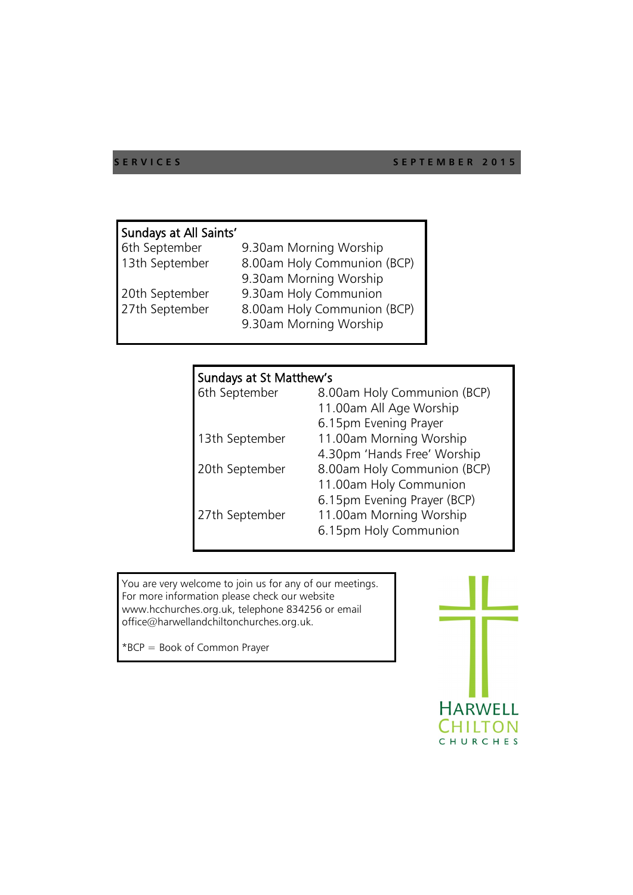**SERVICES** **SEPTEMBER 2015**

## Sundays at All Saints'

| Date | Service |
|---|---|
| 6th September | 9.30am Morning Worship |
| 13th September | 8.00am Holy Communion (BCP) |
| | 9.30am Morning Worship |
| 20th September | 9.30am Holy Communion |
| 27th September | 8.00am Holy Communion (BCP) |
| | 9.30am Morning Worship |

## Sundays at St Matthew's

| Date | Service |
|---|---|
| 6th September | 8.00am Holy Communion (BCP) |
| | 11.00am All Age Worship |
| | 6.15pm Evening Prayer |
| 13th September | 11.00am Morning Worship |
| | 4.30pm 'Hands Free' Worship |
| 20th September | 8.00am Holy Communion (BCP) |
| | 11.00am Holy Communion |
| | 6.15pm Evening Prayer (BCP) |
| 27th September | 11.00am Morning Worship |
| | 6.15pm Holy Communion |

You are very welcome to join us for any of our meetings. For more information please check our website www.hcchurches.org.uk, telephone 834256 or email office@harwellandchiltonchurches.org.uk.

*BCP = Book of Common Prayer

HARWELL CHILTON CHURCHES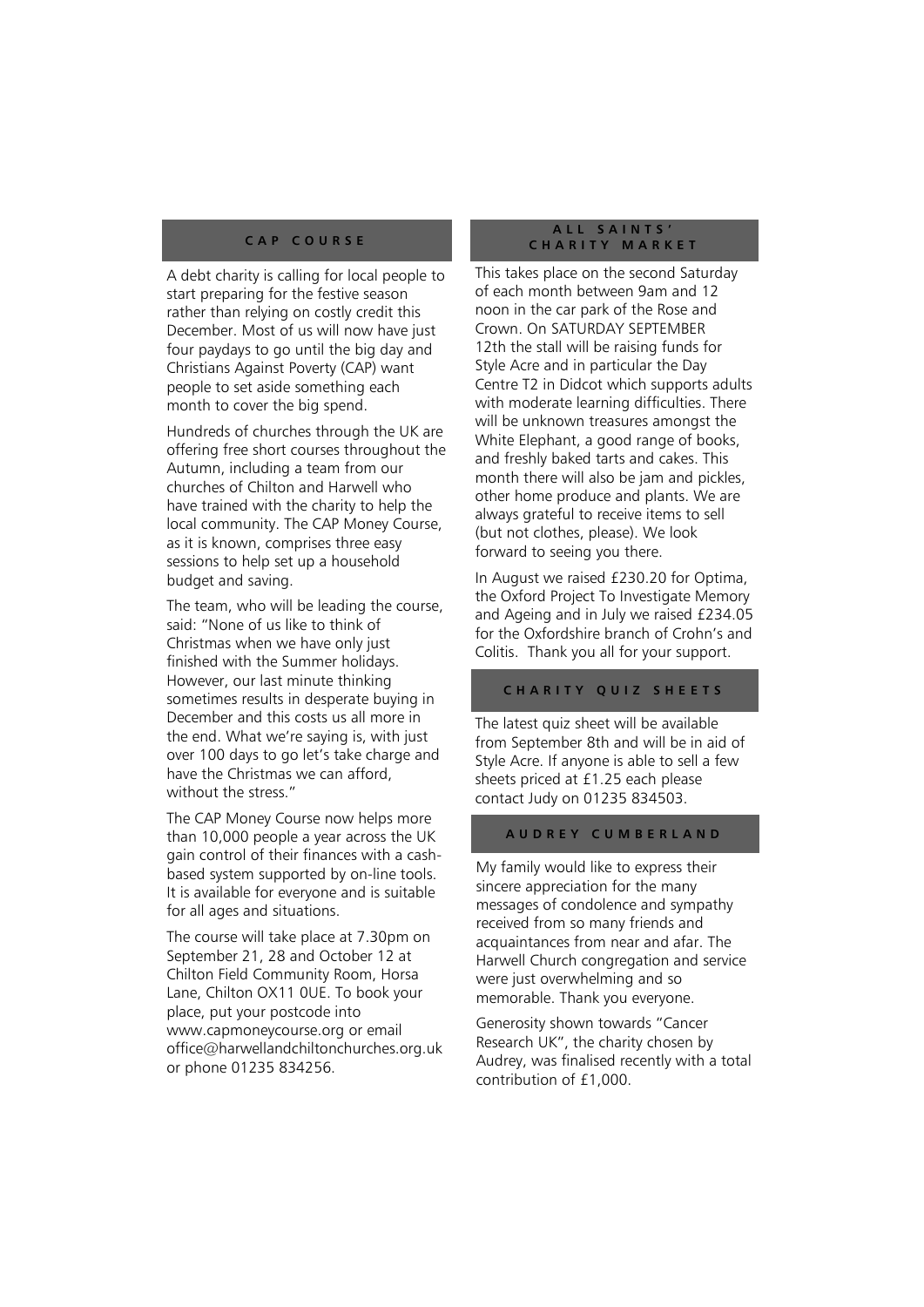## CAP COURSE

A debt charity is calling for local people to start preparing for the festive season rather than relying on costly credit this December. Most of us will now have just four paydays to go until the big day and Christians Against Poverty (CAP) want people to set aside something each month to cover the big spend.

Hundreds of churches through the UK are offering free short courses throughout the Autumn, including a team from our churches of Chilton and Harwell who have trained with the charity to help the local community. The CAP Money Course, as it is known, comprises three easy sessions to help set up a household budget and saving.

The team, who will be leading the course, said: "None of us like to think of Christmas when we have only just finished with the Summer holidays. However, our last minute thinking sometimes results in desperate buying in December and this costs us all more in the end. What we're saying is, with just over 100 days to go let's take charge and have the Christmas we can afford, without the stress."

The CAP Money Course now helps more than 10,000 people a year across the UK gain control of their finances with a cash-based system supported by on-line tools. It is available for everyone and is suitable for all ages and situations.

The course will take place at 7.30pm on September 21, 28 and October 12 at Chilton Field Community Room, Horsa Lane, Chilton OX11 0UE. To book your place, put your postcode into www.capmoneycourse.org or email office@harwellandchiltonchurches.org.uk or phone 01235 834256.

## ALL SAINTS' CHARITY MARKET

This takes place on the second Saturday of each month between 9am and 12 noon in the car park of the Rose and Crown. On SATURDAY SEPTEMBER 12th the stall will be raising funds for Style Acre and in particular the Day Centre T2 in Didcot which supports adults with moderate learning difficulties. There will be unknown treasures amongst the White Elephant, a good range of books, and freshly baked tarts and cakes. This month there will also be jam and pickles, other home produce and plants. We are always grateful to receive items to sell (but not clothes, please). We look forward to seeing you there.

In August we raised £230.20 for Optima, the Oxford Project To Investigate Memory and Ageing and in July we raised £234.05 for the Oxfordshire branch of Crohn's and Colitis. Thank you all for your support.

## CHARITY QUIZ SHEETS

The latest quiz sheet will be available from September 8th and will be in aid of Style Acre. If anyone is able to sell a few sheets priced at £1.25 each please contact Judy on 01235 834503.

## AUDREY CUMBERLAND

My family would like to express their sincere appreciation for the many messages of condolence and sympathy received from so many friends and acquaintances from near and afar. The Harwell Church congregation and service were just overwhelming and so memorable. Thank you everyone.

Generosity shown towards "Cancer Research UK", the charity chosen by Audrey, was finalised recently with a total contribution of £1,000.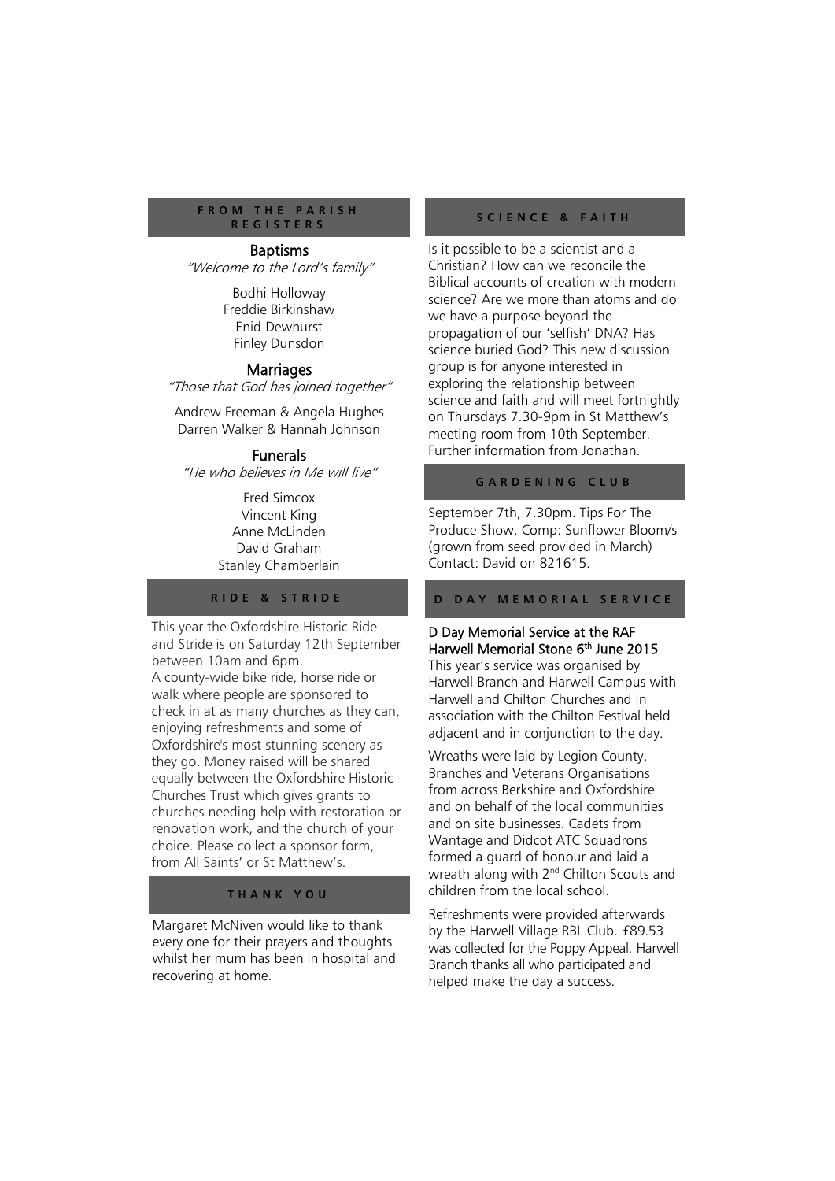## FROM THE PARISH REGISTERS

### Baptisms

*"Welcome to the Lord's family"*

Bodhi Holloway
Freddie Birkinshaw
Enid Dewhurst
Finley Dunsdon

### Marriages

*"Those that God has joined together"*

Andrew Freeman & Angela Hughes
Darren Walker & Hannah Johnson

### Funerals

*"He who believes in Me will live"*

Fred Simcox
Vincent King
Anne McLinden
David Graham
Stanley Chamberlain

## RIDE & STRIDE

This year the Oxfordshire Historic Ride and Stride is on Saturday 12th September between 10am and 6pm.
A county-wide bike ride, horse ride or walk where people are sponsored to check in at as many churches as they can, enjoying refreshments and some of Oxfordshire's most stunning scenery as they go. Money raised will be shared equally between the Oxfordshire Historic Churches Trust which gives grants to churches needing help with restoration or renovation work, and the church of your choice. Please collect a sponsor form, from All Saints' or St Matthew's.

## THANK YOU

Margaret McNiven would like to thank every one for their prayers and thoughts whilst her mum has been in hospital and recovering at home.

## SCIENCE & FAITH

Is it possible to be a scientist and a Christian? How can we reconcile the Biblical accounts of creation with modern science? Are we more than atoms and do we have a purpose beyond the propagation of our 'selfish' DNA? Has science buried God? This new discussion group is for anyone interested in exploring the relationship between science and faith and will meet fortnightly on Thursdays 7.30-9pm in St Matthew's meeting room from 10th September. Further information from Jonathan.

## GARDENING CLUB

September 7th, 7.30pm. Tips For The Produce Show. Comp: Sunflower Bloom/s (grown from seed provided in March) Contact: David on 821615.

## D DAY MEMORIAL SERVICE

**D Day Memorial Service at the RAF Harwell Memorial Stone 6th June 2015**

This year's service was organised by Harwell Branch and Harwell Campus with Harwell and Chilton Churches and in association with the Chilton Festival held adjacent and in conjunction to the day.

Wreaths were laid by Legion County, Branches and Veterans Organisations from across Berkshire and Oxfordshire and on behalf of the local communities and on site businesses. Cadets from Wantage and Didcot ATC Squadrons formed a guard of honour and laid a wreath along with 2nd Chilton Scouts and children from the local school.

Refreshments were provided afterwards by the Harwell Village RBL Club. £89.53 was collected for the Poppy Appeal. Harwell Branch thanks all who participated and helped make the day a success.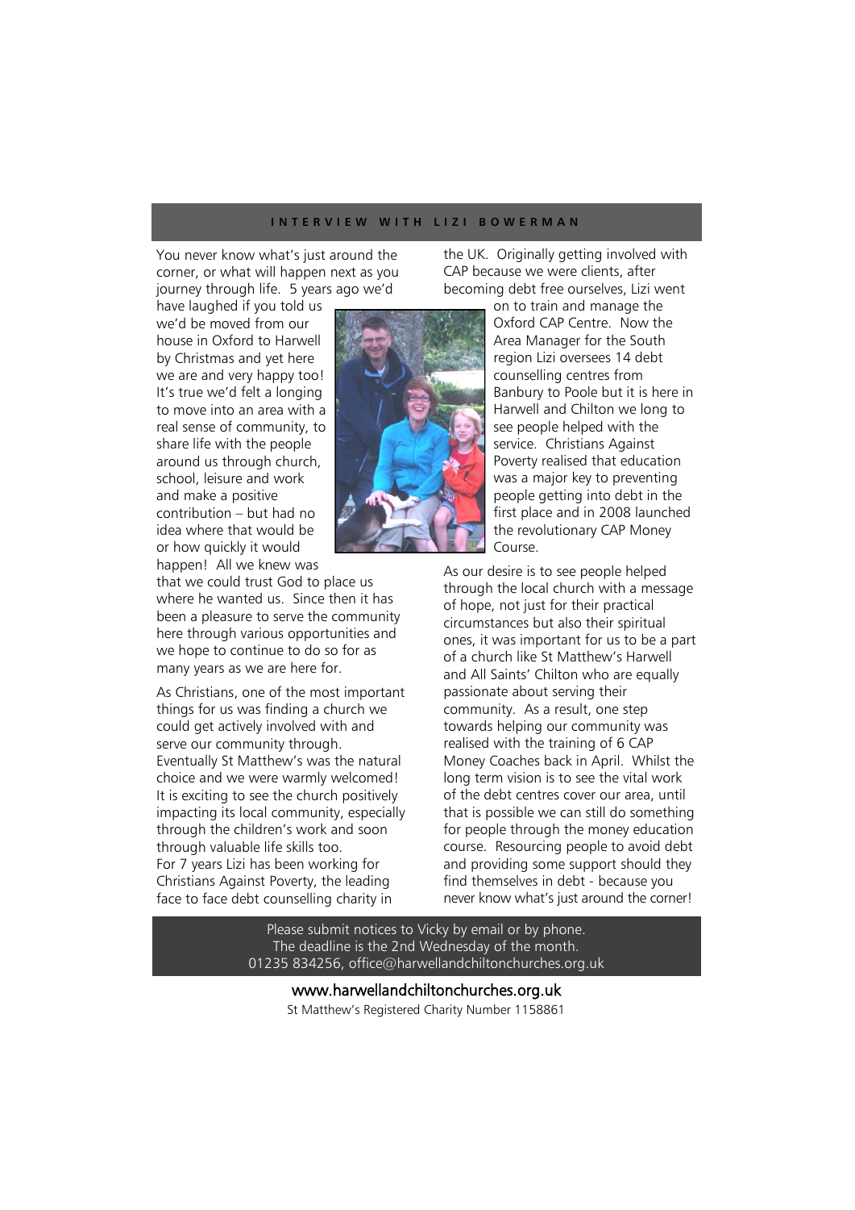## INTERVIEW WITH LIZI BOWERMAN

You never know what's just around the corner, or what will happen next as you journey through life. 5 years ago we'd have laughed if you told us we'd be moved from our house in Oxford to Harwell by Christmas and yet here we are and very happy too! It's true we'd felt a longing to move into an area with a real sense of community, to share life with the people around us through church, school, leisure and work and make a positive contribution – but had no idea where that would be or how quickly it would happen! All we knew was that we could trust God to place us where he wanted us. Since then it has been a pleasure to serve the community here through various opportunities and we hope to continue to do so for as many years as we are here for.

As Christians, one of the most important things for us was finding a church we could get actively involved with and serve our community through. Eventually St Matthew's was the natural choice and we were warmly welcomed! It is exciting to see the church positively impacting its local community, especially through the children's work and soon through valuable life skills too. For 7 years Lizi has been working for Christians Against Poverty, the leading face to face debt counselling charity in the UK. Originally getting involved with CAP because we were clients, after becoming debt free ourselves, Lizi went on to train and manage the Oxford CAP Centre. Now the Area Manager for the South region Lizi oversees 14 debt counselling centres from Banbury to Poole but it is here in Harwell and Chilton we long to see people helped with the service. Christians Against Poverty realised that education was a major key to preventing people getting into debt in the first place and in 2008 launched the revolutionary CAP Money Course.

As our desire is to see people helped through the local church with a message of hope, not just for their practical circumstances but also their spiritual ones, it was important for us to be a part of a church like St Matthew's Harwell and All Saints' Chilton who are equally passionate about serving their community. As a result, one step towards helping our community was realised with the training of 6 CAP Money Coaches back in April. Whilst the long term vision is to see the vital work of the debt centres cover our area, until that is possible we can still do something for people through the money education course. Resourcing people to avoid debt and providing some support should they find themselves in debt - because you never know what's just around the corner!

Please submit notices to Vicky by email or by phone.
The deadline is the 2nd Wednesday of the month.
01235 834256, office@harwellandchiltonchurches.org.uk

www.harwellandchiltonchurches.org.uk

St Matthew's Registered Charity Number 1158861